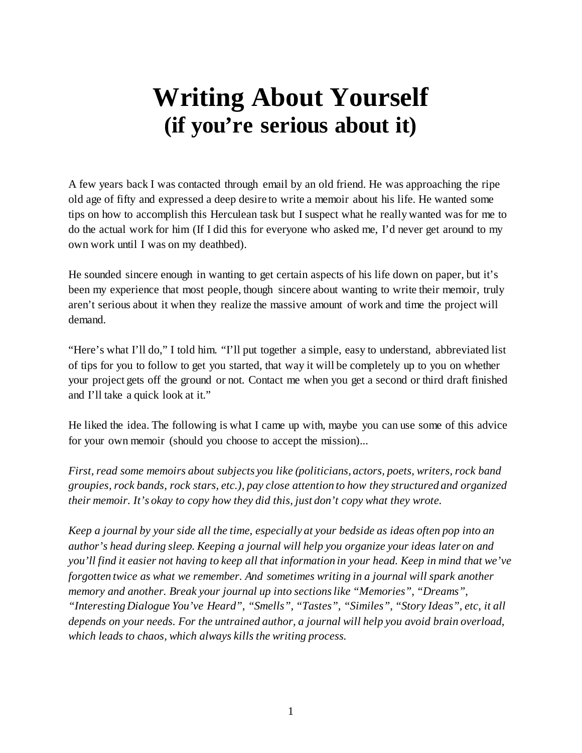# Writing About Yourself
## (if you're serious about it)

A few years back I was contacted through email by an old friend. He was approaching the ripe old age of fifty and expressed a deep desire to write a memoir about his life. He wanted some tips on how to accomplish this Herculean task but I suspect what he really wanted was for me to do the actual work for him (If I did this for everyone who asked me, I'd never get around to my own work until I was on my deathbed).

He sounded sincere enough in wanting to get certain aspects of his life down on paper, but it's been my experience that most people, though sincere about wanting to write their memoir, truly aren't serious about it when they realize the massive amount of work and time the project will demand.

"Here's what I'll do," I told him. "I'll put together a simple, easy to understand, abbreviated list of tips for you to follow to get you started, that way it will be completely up to you on whether your project gets off the ground or not. Contact me when you get a second or third draft finished and I'll take a quick look at it."

He liked the idea. The following is what I came up with, maybe you can use some of this advice for your own memoir (should you choose to accept the mission)...

*First, read some memoirs about subjects you like (politicians, actors, poets, writers, rock band groupies, rock bands, rock stars, etc.), pay close attention to how they structured and organized their memoir. It's okay to copy how they did this, just don't copy what they wrote.*

*Keep a journal by your side all the time, especially at your bedside as ideas often pop into an author's head during sleep. Keeping a journal will help you organize your ideas later on and you'll find it easier not having to keep all that information in your head. Keep in mind that we've forgotten twice as what we remember. And sometimes writing in a journal will spark another memory and another. Break your journal up into sections like "Memories", "Dreams", "Interesting Dialogue You've Heard", "Smells", "Tastes", "Similes", "Story Ideas", etc, it all depends on your needs. For the untrained author, a journal will help you avoid brain overload, which leads to chaos, which always kills the writing process.*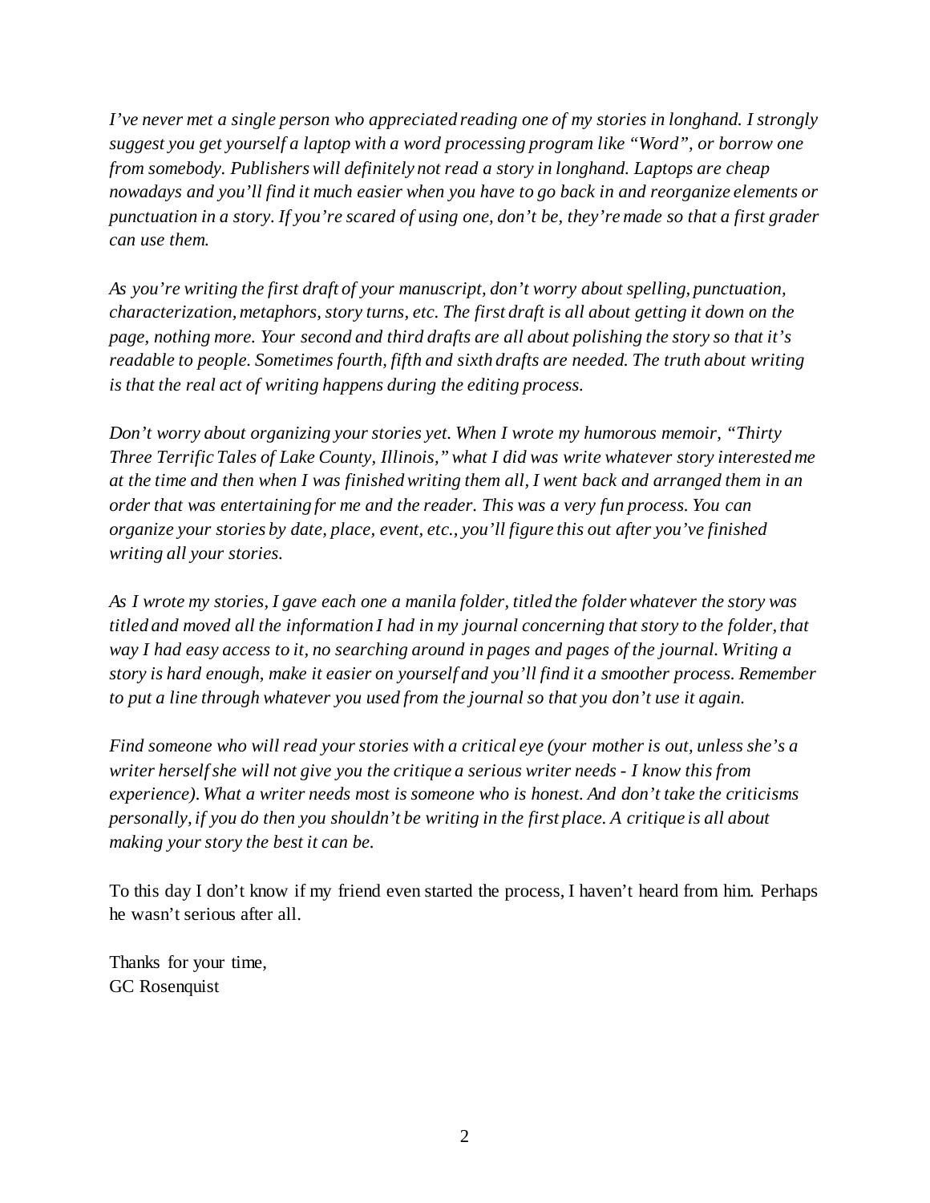*I've never met a single person who appreciated reading one of my stories in longhand. I strongly suggest you get yourself a laptop with a word processing program like "Word", or borrow one from somebody. Publishers will definitely not read a story in longhand. Laptops are cheap nowadays and you'll find it much easier when you have to go back in and reorganize elements or punctuation in a story. If you're scared of using one, don't be, they're made so that a first grader can use them.*

*As you're writing the first draft of your manuscript, don't worry about spelling, punctuation, characterization, metaphors, story turns, etc. The first draft is all about getting it down on the page, nothing more. Your second and third drafts are all about polishing the story so that it's readable to people. Sometimes fourth, fifth and sixth drafts are needed. The truth about writing is that the real act of writing happens during the editing process.*

*Don't worry about organizing your stories yet. When I wrote my humorous memoir, "Thirty Three Terrific Tales of Lake County, Illinois," what I did was write whatever story interested me at the time and then when I was finished writing them all, I went back and arranged them in an order that was entertaining for me and the reader. This was a very fun process. You can organize your stories by date, place, event, etc., you'll figure this out after you've finished writing all your stories.*

*As I wrote my stories, I gave each one a manila folder, titled the folder whatever the story was titled and moved all the information I had in my journal concerning that story to the folder, that way I had easy access to it, no searching around in pages and pages of the journal. Writing a story is hard enough, make it easier on yourself and you'll find it a smoother process. Remember to put a line through whatever you used from the journal so that you don't use it again.*

*Find someone who will read your stories with a critical eye (your mother is out, unless she's a writer herself she will not give you the critique a serious writer needs - I know this from experience). What a writer needs most is someone who is honest. And don't take the criticisms personally, if you do then you shouldn't be writing in the first place. A critique is all about making your story the best it can be.*

To this day I don't know if my friend even started the process, I haven't heard from him. Perhaps he wasn't serious after all.

Thanks for your time,
GC Rosenquist